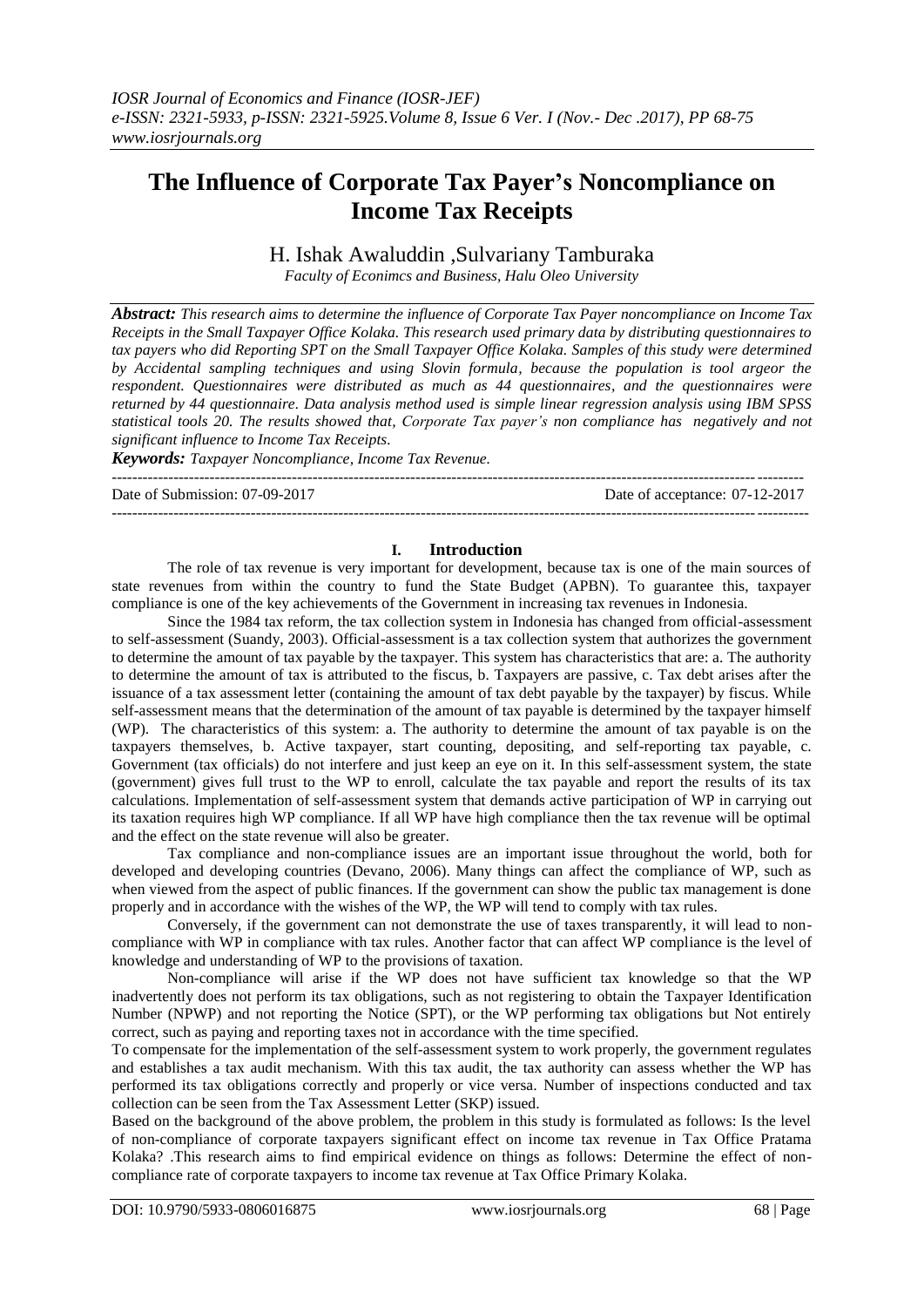# The Influence of Corporate Tax Payer's Noncompliance on Income Tax Receipts

H. Ishak Awaluddin ,Sulvariany Tamburaka

*Faculty of Econimcs and Business, Halu Oleo University*

***Abstract:*** *This research aims to determine the influence of Corporate Tax Payer noncompliance on Income Tax Receipts in the Small Taxpayer Office Kolaka. This research used primary data by distributing questionnaires to tax payers who did Reporting SPT on the Small Taxpayer Office Kolaka. Samples of this study were determined by Accidental sampling techniques and using Slovin formula, because the population is tool argeor the respondent. Questionnaires were distributed as much as 44 questionnaires, and the questionnaires were returned by 44 questionnaire. Data analysis method used is simple linear regression analysis using IBM SPSS statistical tools 20. The results showed that, Corporate Tax payer's non compliance has negatively and not significant influence to Income Tax Receipts.*

***Keywords:*** *Taxpayer Noncompliance, Income Tax Revenue.*

Date of Submission: 07-09-2017 Date of acceptance: 07-12-2017

## I. Introduction

The role of tax revenue is very important for development, because tax is one of the main sources of state revenues from within the country to fund the State Budget (APBN). To guarantee this, taxpayer compliance is one of the key achievements of the Government in increasing tax revenues in Indonesia.

Since the 1984 tax reform, the tax collection system in Indonesia has changed from official-assessment to self-assessment (Suandy, 2003). Official-assessment is a tax collection system that authorizes the government to determine the amount of tax payable by the taxpayer. This system has characteristics that are: a. The authority to determine the amount of tax is attributed to the fiscus, b. Taxpayers are passive, c. Tax debt arises after the issuance of a tax assessment letter (containing the amount of tax debt payable by the taxpayer) by fiscus. While self-assessment means that the determination of the amount of tax payable is determined by the taxpayer himself (WP). The characteristics of this system: a. The authority to determine the amount of tax payable is on the taxpayers themselves, b. Active taxpayer, start counting, depositing, and self-reporting tax payable, c. Government (tax officials) do not interfere and just keep an eye on it. In this self-assessment system, the state (government) gives full trust to the WP to enroll, calculate the tax payable and report the results of its tax calculations. Implementation of self-assessment system that demands active participation of WP in carrying out its taxation requires high WP compliance. If all WP have high compliance then the tax revenue will be optimal and the effect on the state revenue will also be greater.

Tax compliance and non-compliance issues are an important issue throughout the world, both for developed and developing countries (Devano, 2006). Many things can affect the compliance of WP, such as when viewed from the aspect of public finances. If the government can show the public tax management is done properly and in accordance with the wishes of the WP, the WP will tend to comply with tax rules.

Conversely, if the government can not demonstrate the use of taxes transparently, it will lead to non-compliance with WP in compliance with tax rules. Another factor that can affect WP compliance is the level of knowledge and understanding of WP to the provisions of taxation.

Non-compliance will arise if the WP does not have sufficient tax knowledge so that the WP inadvertently does not perform its tax obligations, such as not registering to obtain the Taxpayer Identification Number (NPWP) and not reporting the Notice (SPT), or the WP performing tax obligations but Not entirely correct, such as paying and reporting taxes not in accordance with the time specified.

To compensate for the implementation of the self-assessment system to work properly, the government regulates and establishes a tax audit mechanism. With this tax audit, the tax authority can assess whether the WP has performed its tax obligations correctly and properly or vice versa. Number of inspections conducted and tax collection can be seen from the Tax Assessment Letter (SKP) issued.

Based on the background of the above problem, the problem in this study is formulated as follows: Is the level of non-compliance of corporate taxpayers significant effect on income tax revenue in Tax Office Pratama Kolaka? .This research aims to find empirical evidence on things as follows: Determine the effect of non-compliance rate of corporate taxpayers to income tax revenue at Tax Office Primary Kolaka.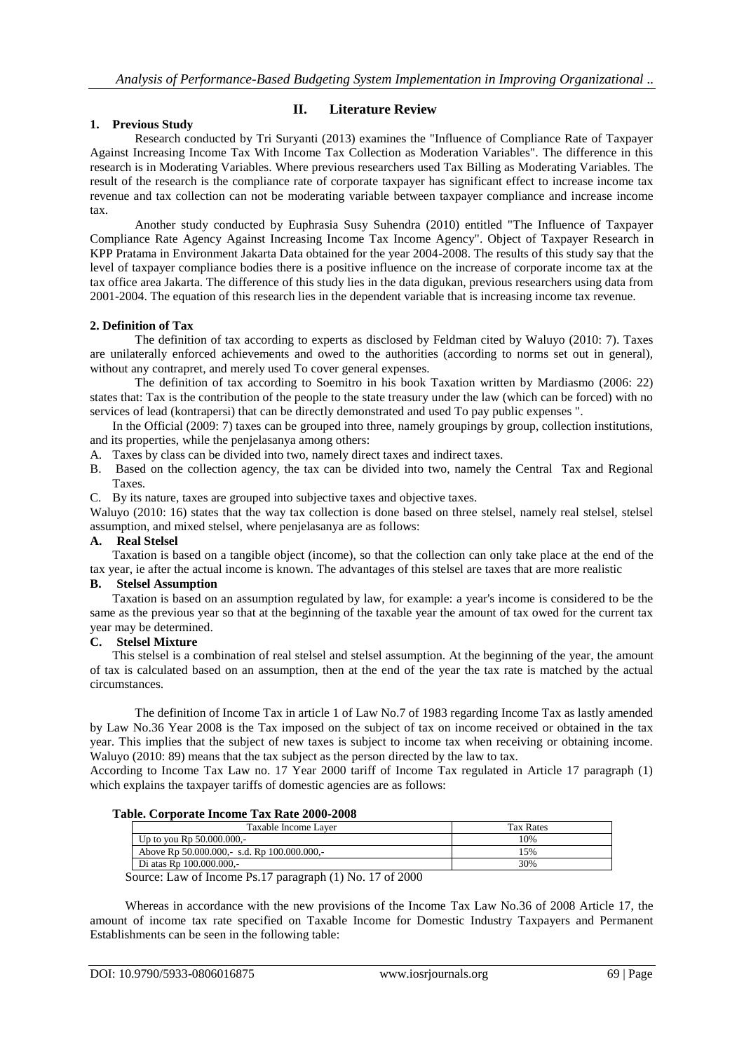## II. Literature Review

### 1. Previous Study

Research conducted by Tri Suryanti (2013) examines the "Influence of Compliance Rate of Taxpayer Against Increasing Income Tax With Income Tax Collection as Moderation Variables". The difference in this research is in Moderating Variables. Where previous researchers used Tax Billing as Moderating Variables. The result of the research is the compliance rate of corporate taxpayer has significant effect to increase income tax revenue and tax collection can not be moderating variable between taxpayer compliance and increase income tax.

Another study conducted by Euphrasia Susy Suhendra (2010) entitled "The Influence of Taxpayer Compliance Rate Agency Against Increasing Income Tax Income Agency". Object of Taxpayer Research in KPP Pratama in Environment Jakarta Data obtained for the year 2004-2008. The results of this study say that the level of taxpayer compliance bodies there is a positive influence on the increase of corporate income tax at the tax office area Jakarta. The difference of this study lies in the data digukan, previous researchers using data from 2001-2004. The equation of this research lies in the dependent variable that is increasing income tax revenue.

### 2. Definition of Tax

The definition of tax according to experts as disclosed by Feldman cited by Waluyo (2010: 7). Taxes are unilaterally enforced achievements and owed to the authorities (according to norms set out in general), without any contrapret, and merely used To cover general expenses.

The definition of tax according to Soemitro in his book Taxation written by Mardiasmo (2006: 22) states that: Tax is the contribution of the people to the state treasury under the law (which can be forced) with no services of lead (kontrapersi) that can be directly demonstrated and used To pay public expenses ".

In the Official (2009: 7) taxes can be grouped into three, namely groupings by group, collection institutions, and its properties, while the penjelasanya among others:

A. Taxes by class can be divided into two, namely direct taxes and indirect taxes.
B. Based on the collection agency, the tax can be divided into two, namely the Central Tax and Regional Taxes.
C. By its nature, taxes are grouped into subjective taxes and objective taxes.

Waluyo (2010: 16) states that the way tax collection is done based on three stelsel, namely real stelsel, stelsel assumption, and mixed stelsel, where penjelasanya are as follows:

**A. Real Stelsel**

Taxation is based on a tangible object (income), so that the collection can only take place at the end of the tax year, ie after the actual income is known. The advantages of this stelsel are taxes that are more realistic

**B. Stelsel Assumption**

Taxation is based on an assumption regulated by law, for example: a year's income is considered to be the same as the previous year so that at the beginning of the taxable year the amount of tax owed for the current tax year may be determined.

**C. Stelsel Mixture**

This stelsel is a combination of real stelsel and stelsel assumption. At the beginning of the year, the amount of tax is calculated based on an assumption, then at the end of the year the tax rate is matched by the actual circumstances.

The definition of Income Tax in article 1 of Law No.7 of 1983 regarding Income Tax as lastly amended by Law No.36 Year 2008 is the Tax imposed on the subject of tax on income received or obtained in the tax year. This implies that the subject of new taxes is subject to income tax when receiving or obtaining income. Waluyo (2010: 89) means that the tax subject as the person directed by the law to tax.

According to Income Tax Law no. 17 Year 2000 tariff of Income Tax regulated in Article 17 paragraph (1) which explains the taxpayer tariffs of domestic agencies are as follows:

**Table. Corporate Income Tax Rate 2000-2008**

| Taxable Income Layer | Tax Rates |
|---|---|
| Up to you Rp 50.000.000,- | 10% |
| Above Rp 50.000.000,- s.d. Rp 100.000.000,- | 15% |
| Di atas Rp 100.000.000,- | 30% |

Source: Law of Income Ps.17 paragraph (1) No. 17 of 2000

Whereas in accordance with the new provisions of the Income Tax Law No.36 of 2008 Article 17, the amount of income tax rate specified on Taxable Income for Domestic Industry Taxpayers and Permanent Establishments can be seen in the following table: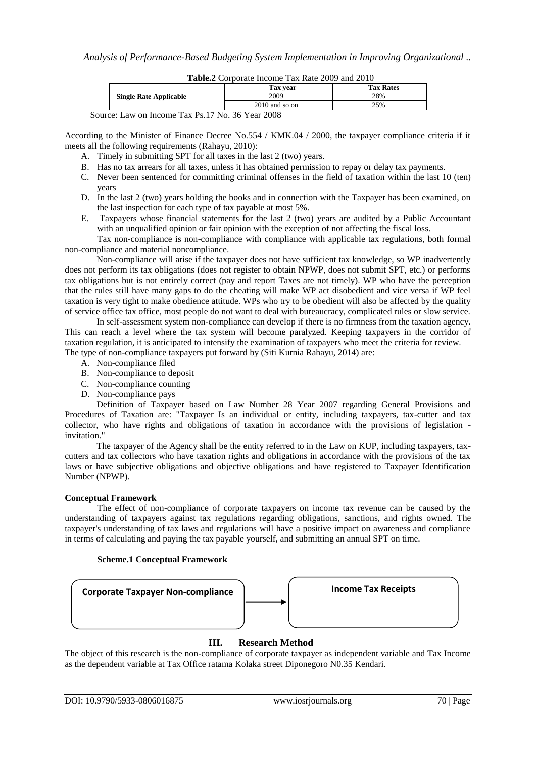**Table.2** Corporate Income Tax Rate 2009 and 2010

| | Tax year | Tax Rates |
|---|---|---|
| Single Rate Applicable | 2009 | 28% |
| | 2010 and so on | 25% |

Source: Law on Income Tax Ps.17 No. 36 Year 2008

According to the Minister of Finance Decree No.554 / KMK.04 / 2000, the taxpayer compliance criteria if it meets all the following requirements (Rahayu, 2010):

A. Timely in submitting SPT for all taxes in the last 2 (two) years.
B. Has no tax arrears for all taxes, unless it has obtained permission to repay or delay tax payments.
C. Never been sentenced for committing criminal offenses in the field of taxation within the last 10 (ten) years
D. In the last 2 (two) years holding the books and in connection with the Taxpayer has been examined, on the last inspection for each type of tax payable at most 5%.
E. Taxpayers whose financial statements for the last 2 (two) years are audited by a Public Accountant with an unqualified opinion or fair opinion with the exception of not affecting the fiscal loss.

Tax non-compliance is non-compliance with compliance with applicable tax regulations, both formal non-compliance and material noncompliance.

Non-compliance will arise if the taxpayer does not have sufficient tax knowledge, so WP inadvertently does not perform its tax obligations (does not register to obtain NPWP, does not submit SPT, etc.) or performs tax obligations but is not entirely correct (pay and report Taxes are not timely). WP who have the perception that the rules still have many gaps to do the cheating will make WP act disobedient and vice versa if WP feel taxation is very tight to make obedience attitude. WPs who try to be obedient will also be affected by the quality of service office tax office, most people do not want to deal with bureaucracy, complicated rules or slow service.

In self-assessment system non-compliance can develop if there is no firmness from the taxation agency. This can reach a level where the tax system will become paralyzed. Keeping taxpayers in the corridor of taxation regulation, it is anticipated to intensify the examination of taxpayers who meet the criteria for review. The type of non-compliance taxpayers put forward by (Siti Kurnia Rahayu, 2014) are:

A. Non-compliance filed
B. Non-compliance to deposit
C. Non-compliance counting
D. Non-compliance pays

Definition of Taxpayer based on Law Number 28 Year 2007 regarding General Provisions and Procedures of Taxation are: "Taxpayer Is an individual or entity, including taxpayers, tax-cutter and tax collector, who have rights and obligations of taxation in accordance with the provisions of legislation - invitation."

The taxpayer of the Agency shall be the entity referred to in the Law on KUP, including taxpayers, tax-cutters and tax collectors who have taxation rights and obligations in accordance with the provisions of the tax laws or have subjective obligations and objective obligations and have registered to Taxpayer Identification Number (NPWP).

**Conceptual Framework**

The effect of non-compliance of corporate taxpayers on income tax revenue can be caused by the understanding of taxpayers against tax regulations regarding obligations, sanctions, and rights owned. The taxpayer's understanding of tax laws and regulations will have a positive impact on awareness and compliance in terms of calculating and paying the tax payable yourself, and submitting an annual SPT on time.

**Scheme.1 Conceptual Framework**

Corporate Taxpayer Non-compliance → Income Tax Receipts

## III. Research Method

The object of this research is the non-compliance of corporate taxpayer as independent variable and Tax Income as the dependent variable at Tax Office ratama Kolaka street Diponegoro N0.35 Kendari.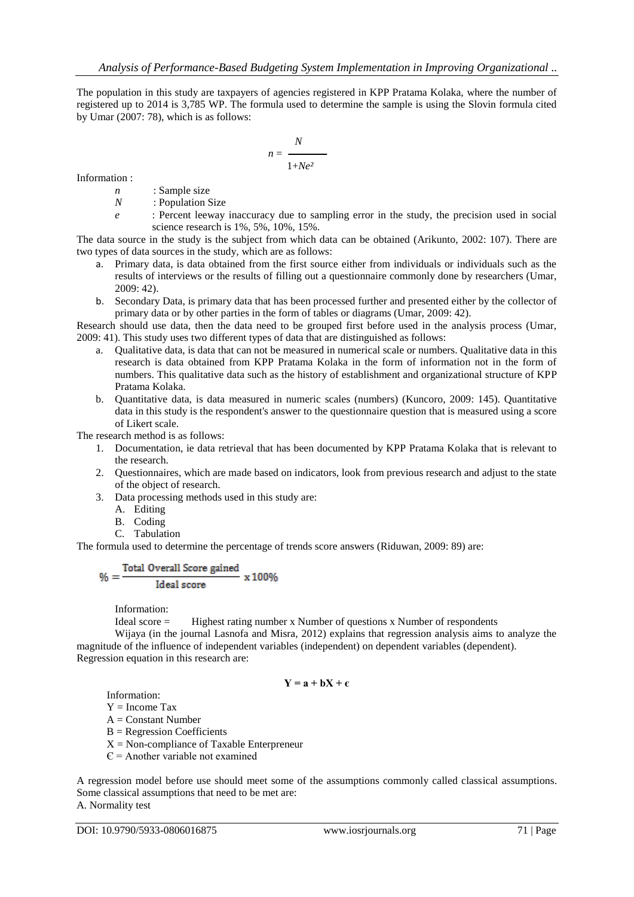The population in this study are taxpayers of agencies registered in KPP Pratama Kolaka, where the number of registered up to 2014 is 3,785 WP. The formula used to determine the sample is using the Slovin formula cited by Umar (2007: 78), which is as follows:

$$n = \frac{N}{1+Ne^2}$$

Information :

- $n$ : Sample size
- $N$ : Population Size
- $e$ : Percent leeway inaccuracy due to sampling error in the study, the precision used in social science research is 1%, 5%, 10%, 15%.

The data source in the study is the subject from which data can be obtained (Arikunto, 2002: 107). There are two types of data sources in the study, which are as follows:

a. Primary data, is data obtained from the first source either from individuals or individuals such as the results of interviews or the results of filling out a questionnaire commonly done by researchers (Umar, 2009: 42).
b. Secondary Data, is primary data that has been processed further and presented either by the collector of primary data or by other parties in the form of tables or diagrams (Umar, 2009: 42).

Research should use data, then the data need to be grouped first before used in the analysis process (Umar, 2009: 41). This study uses two different types of data that are distinguished as follows:

a. Qualitative data, is data that can not be measured in numerical scale or numbers. Qualitative data in this research is data obtained from KPP Pratama Kolaka in the form of information not in the form of numbers. This qualitative data such as the history of establishment and organizational structure of KPP Pratama Kolaka.
b. Quantitative data, is data measured in numeric scales (numbers) (Kuncoro, 2009: 145). Quantitative data in this study is the respondent's answer to the questionnaire question that is measured using a score of Likert scale.

The research method is as follows:

1. Documentation, ie data retrieval that has been documented by KPP Pratama Kolaka that is relevant to the research.
2. Questionnaires, which are made based on indicators, look from previous research and adjust to the state of the object of research.
3. Data processing methods used in this study are:
   A. Editing
   B. Coding
   C. Tabulation

The formula used to determine the percentage of trends score answers (Riduwan, 2009: 89) are:

$$\% = \frac{\text{Total Overall Score gained}}{\text{Ideal score}} \times 100\%$$

Information:

Ideal score = Highest rating number x Number of questions x Number of respondents

Wijaya (in the journal Lasnofa and Misra, 2012) explains that regression analysis aims to analyze the magnitude of the influence of independent variables (independent) on dependent variables (dependent). Regression equation in this research are:

$$\mathbf{Y = a + bX + \epsilon}$$

Information:

Y = Income Tax
A = Constant Number
B = Regression Coefficients
X = Non-compliance of Taxable Enterpreneur
Є = Another variable not examined

A regression model before use should meet some of the assumptions commonly called classical assumptions. Some classical assumptions that need to be met are:

A. Normality test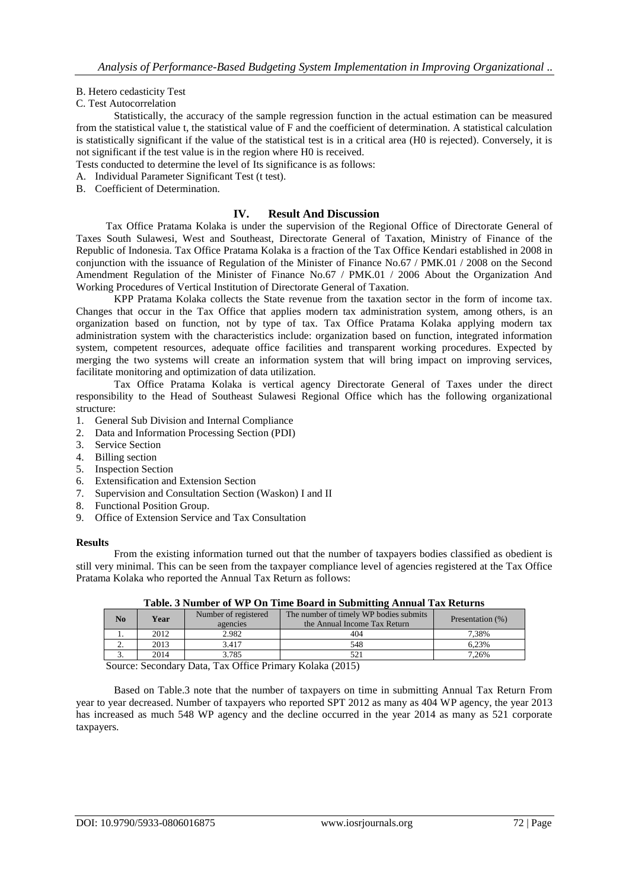B. Hetero cedasticity Test

C. Test Autocorrelation

Statistically, the accuracy of the sample regression function in the actual estimation can be measured from the statistical value t, the statistical value of F and the coefficient of determination. A statistical calculation is statistically significant if the value of the statistical test is in a critical area (H0 is rejected). Conversely, it is not significant if the test value is in the region where H0 is received.

Tests conducted to determine the level of Its significance is as follows:

A. Individual Parameter Significant Test (t test).
B. Coefficient of Determination.

## IV. Result And Discussion

Tax Office Pratama Kolaka is under the supervision of the Regional Office of Directorate General of Taxes South Sulawesi, West and Southeast, Directorate General of Taxation, Ministry of Finance of the Republic of Indonesia. Tax Office Pratama Kolaka is a fraction of the Tax Office Kendari established in 2008 in conjunction with the issuance of Regulation of the Minister of Finance No.67 / PMK.01 / 2008 on the Second Amendment Regulation of the Minister of Finance No.67 / PMK.01 / 2006 About the Organization And Working Procedures of Vertical Institution of Directorate General of Taxation.

KPP Pratama Kolaka collects the State revenue from the taxation sector in the form of income tax. Changes that occur in the Tax Office that applies modern tax administration system, among others, is an organization based on function, not by type of tax. Tax Office Pratama Kolaka applying modern tax administration system with the characteristics include: organization based on function, integrated information system, competent resources, adequate office facilities and transparent working procedures. Expected by merging the two systems will create an information system that will bring impact on improving services, facilitate monitoring and optimization of data utilization.

Tax Office Pratama Kolaka is vertical agency Directorate General of Taxes under the direct responsibility to the Head of Southeast Sulawesi Regional Office which has the following organizational structure:

1. General Sub Division and Internal Compliance
2. Data and Information Processing Section (PDI)
3. Service Section
4. Billing section
5. Inspection Section
6. Extensification and Extension Section
7. Supervision and Consultation Section (Waskon) I and II
8. Functional Position Group.
9. Office of Extension Service and Tax Consultation

**Results**

From the existing information turned out that the number of taxpayers bodies classified as obedient is still very minimal. This can be seen from the taxpayer compliance level of agencies registered at the Tax Office Pratama Kolaka who reported the Annual Tax Return as follows:

**Table. 3 Number of WP On Time Board in Submitting Annual Tax Returns**

| No | Year | Number of registered agencies | The number of timely WP bodies submits the Annual Income Tax Return | Presentation (%) |
|---|---|---|---|---|
| 1. | 2012 | 2.982 | 404 | 7,38% |
| 2. | 2013 | 3.417 | 548 | 6,23% |
| 3. | 2014 | 3.785 | 521 | 7,26% |

Source: Secondary Data, Tax Office Primary Kolaka (2015)

Based on Table.3 note that the number of taxpayers on time in submitting Annual Tax Return From year to year decreased. Number of taxpayers who reported SPT 2012 as many as 404 WP agency, the year 2013 has increased as much 548 WP agency and the decline occurred in the year 2014 as many as 521 corporate taxpayers.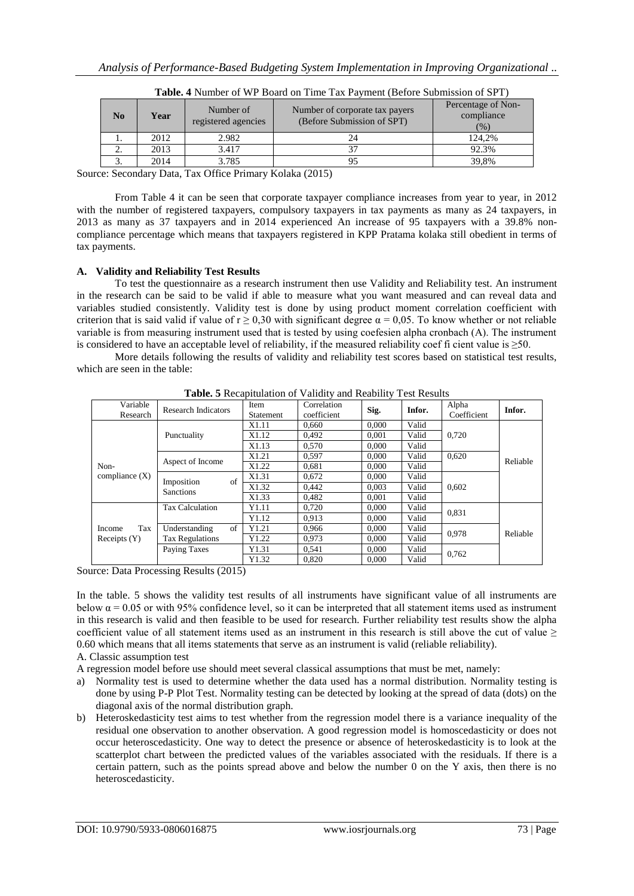**Table. 4** Number of WP Board on Time Tax Payment (Before Submission of SPT)

| No | Year | Number of registered agencies | Number of corporate tax payers (Before Submission of SPT) | Percentage of Non-compliance (%) |
|---|---|---|---|---|
| 1. | 2012 | 2.982 | 24 | 124,2% |
| 2. | 2013 | 3.417 | 37 | 92.3% |
| 3. | 2014 | 3.785 | 95 | 39,8% |

Source: Secondary Data, Tax Office Primary Kolaka (2015)

From Table 4 it can be seen that corporate taxpayer compliance increases from year to year, in 2012 with the number of registered taxpayers, compulsory taxpayers in tax payments as many as 24 taxpayers, in 2013 as many as 37 taxpayers and in 2014 experienced An increase of 95 taxpayers with a 39.8% non-compliance percentage which means that taxpayers registered in KPP Pratama kolaka still obedient in terms of tax payments.

## A. Validity and Reliability Test Results

To test the questionnaire as a research instrument then use Validity and Reliability test. An instrument in the research can be said to be valid if able to measure what you want measured and can reveal data and variables studied consistently. Validity test is done by using product moment correlation coefficient with criterion that is said valid if value of $r \geq 0,30$ with significant degree $\alpha = 0,05$. To know whether or not reliable variable is from measuring instrument used that is tested by using coefesien alpha cronbach (A). The instrument is considered to have an acceptable level of reliability, if the measured reliability coef fi cient value is $\geq 50$.

More details following the results of validity and reliability test scores based on statistical test results, which are seen in the table:

**Table. 5** Recapitulation of Validity and Reability Test Results

| Variable Research | Research Indicators | Item Statement | Correlation coefficient | Sig. | Infor. | Alpha Coefficient | Infor. |
|---|---|---|---|---|---|---|---|
| Non-compliance (X) | Punctuality | X1.11 | 0,660 | 0,000 | Valid | 0,720 | Reliable |
| | | X1.12 | 0,492 | 0,001 | Valid | | |
| | | X1.13 | 0,570 | 0,000 | Valid | | |
| | Aspect of Income | X1.21 | 0,597 | 0,000 | Valid | 0,620 | |
| | | X1.22 | 0,681 | 0,000 | Valid | | |
| | Imposition of Sanctions | X1.31 | 0,672 | 0,000 | Valid | 0,602 | |
| | | X1.32 | 0,442 | 0,003 | Valid | | |
| | | X1.33 | 0,482 | 0,001 | Valid | | |
| Income Tax Receipts (Y) | Tax Calculation | Y1.11 | 0,720 | 0,000 | Valid | 0,831 | Reliable |
| | | Y1.12 | 0,913 | 0,000 | Valid | | |
| | Understanding of Tax Regulations | Y1.21 | 0,966 | 0,000 | Valid | 0,978 | |
| | | Y1.22 | 0,973 | 0,000 | Valid | | |
| | Paying Taxes | Y1.31 | 0,541 | 0,000 | Valid | 0,762 | |
| | | Y1.32 | 0,820 | 0,000 | Valid | | |

Source: Data Processing Results (2015)

In the table. 5 shows the validity test results of all instruments have significant value of all instruments are below $\alpha = 0.05$ or with 95% confidence level, so it can be interpreted that all statement items used as instrument in this research is valid and then feasible to be used for research. Further reliability test results show the alpha coefficient value of all statement items used as an instrument in this research is still above the cut of value $\geq 0.60$ which means that all items statements that serve as an instrument is valid (reliable reliability).

A. Classic assumption test

A regression model before use should meet several classical assumptions that must be met, namely:

a) Normality test is used to determine whether the data used has a normal distribution. Normality testing is done by using P-P Plot Test. Normality testing can be detected by looking at the spread of data (dots) on the diagonal axis of the normal distribution graph.
b) Heteroskedasticity test aims to test whether from the regression model there is a variance inequality of the residual one observation to another observation. A good regression model is homoscedasticity or does not occur heteroscedasticity. One way to detect the presence or absence of heteroskedasticity is to look at the scatterplot chart between the predicted values of the variables associated with the residuals. If there is a certain pattern, such as the points spread above and below the number 0 on the Y axis, then there is no heteroscedasticity.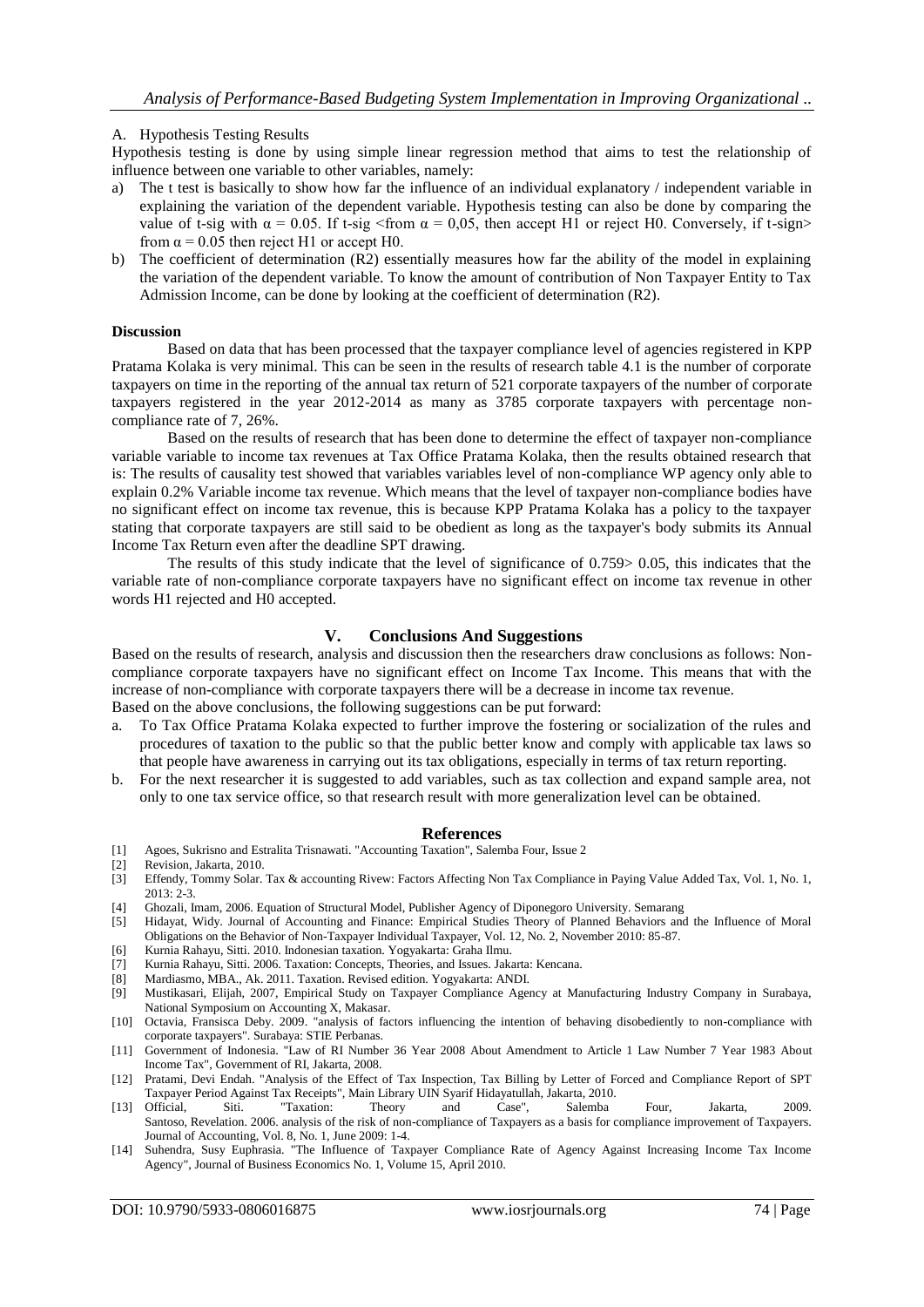A. Hypothesis Testing Results

Hypothesis testing is done by using simple linear regression method that aims to test the relationship of influence between one variable to other variables, namely:

a) The t test is basically to show how far the influence of an individual explanatory / independent variable in explaining the variation of the dependent variable. Hypothesis testing can also be done by comparing the value of t-sig with $\alpha = 0.05$. If t-sig <from $\alpha = 0{,}05$, then accept H1 or reject H0. Conversely, if t-sign> from $\alpha = 0.05$ then reject H1 or accept H0.
b) The coefficient of determination (R2) essentially measures how far the ability of the model in explaining the variation of the dependent variable. To know the amount of contribution of Non Taxpayer Entity to Tax Admission Income, can be done by looking at the coefficient of determination (R2).

**Discussion**

Based on data that has been processed that the taxpayer compliance level of agencies registered in KPP Pratama Kolaka is very minimal. This can be seen in the results of research table 4.1 is the number of corporate taxpayers on time in the reporting of the annual tax return of 521 corporate taxpayers of the number of corporate taxpayers registered in the year 2012-2014 as many as 3785 corporate taxpayers with percentage non-compliance rate of 7, 26%.

Based on the results of research that has been done to determine the effect of taxpayer non-compliance variable variable to income tax revenues at Tax Office Pratama Kolaka, then the results obtained research that is: The results of causality test showed that variables variables level of non-compliance WP agency only able to explain 0.2% Variable income tax revenue. Which means that the level of taxpayer non-compliance bodies have no significant effect on income tax revenue, this is because KPP Pratama Kolaka has a policy to the taxpayer stating that corporate taxpayers are still said to be obedient as long as the taxpayer's body submits its Annual Income Tax Return even after the deadline SPT drawing.

The results of this study indicate that the level of significance of 0.759> 0.05, this indicates that the variable rate of non-compliance corporate taxpayers have no significant effect on income tax revenue in other words H1 rejected and H0 accepted.

## V. Conclusions And Suggestions

Based on the results of research, analysis and discussion then the researchers draw conclusions as follows: Non-compliance corporate taxpayers have no significant effect on Income Tax Income. This means that with the increase of non-compliance with corporate taxpayers there will be a decrease in income tax revenue.

Based on the above conclusions, the following suggestions can be put forward:

a. To Tax Office Pratama Kolaka expected to further improve the fostering or socialization of the rules and procedures of taxation to the public so that the public better know and comply with applicable tax laws so that people have awareness in carrying out its tax obligations, especially in terms of tax return reporting.
b. For the next researcher it is suggested to add variables, such as tax collection and expand sample area, not only to one tax service office, so that research result with more generalization level can be obtained.

## References

[1] Agoes, Sukrisno and Estralita Trisnawati. "Accounting Taxation", Salemba Four, Issue 2

[2] Revision, Jakarta, 2010.

[3] Effendy, Tommy Solar. Tax & accounting Rivew: Factors Affecting Non Tax Compliance in Paying Value Added Tax, Vol. 1, No. 1, 2013: 2-3.

[4] Ghozali, Imam, 2006. Equation of Structural Model, Publisher Agency of Diponegoro University. Semarang

[5] Hidayat, Widy. Journal of Accounting and Finance: Empirical Studies Theory of Planned Behaviors and the Influence of Moral Obligations on the Behavior of Non-Taxpayer Individual Taxpayer, Vol. 12, No. 2, November 2010: 85-87.

[6] Kurnia Rahayu, Sitti. 2010. Indonesian taxation. Yogyakarta: Graha Ilmu.

[7] Kurnia Rahayu, Sitti. 2006. Taxation: Concepts, Theories, and Issues. Jakarta: Kencana.

[8] Mardiasmo, MBA., Ak. 2011. Taxation. Revised edition. Yogyakarta: ANDI.

[9] Mustikasari, Elijah, 2007, Empirical Study on Taxpayer Compliance Agency at Manufacturing Industry Company in Surabaya, National Symposium on Accounting X, Makasar.

[10] Octavia, Fransisca Deby. 2009. "analysis of factors influencing the intention of behaving disobediently to non-compliance with corporate taxpayers". Surabaya: STIE Perbanas.

[11] Government of Indonesia. "Law of RI Number 36 Year 2008 About Amendment to Article 1 Law Number 7 Year 1983 About Income Tax", Government of RI, Jakarta, 2008.

[12] Pratami, Devi Endah. "Analysis of the Effect of Tax Inspection, Tax Billing by Letter of Forced and Compliance Report of SPT Taxpayer Period Against Tax Receipts", Main Library UIN Syarif Hidayatullah, Jakarta, 2010.

[13] Official, Siti. "Taxation: Theory and Case", Salemba Four, Jakarta, 2009. Santoso, Revelation. 2006. analysis of the risk of non-compliance of Taxpayers as a basis for compliance improvement of Taxpayers. Journal of Accounting, Vol. 8, No. 1, June 2009: 1-4.

[14] Suhendra, Susy Euphrasia. "The Influence of Taxpayer Compliance Rate of Agency Against Increasing Income Tax Income Agency", Journal of Business Economics No. 1, Volume 15, April 2010.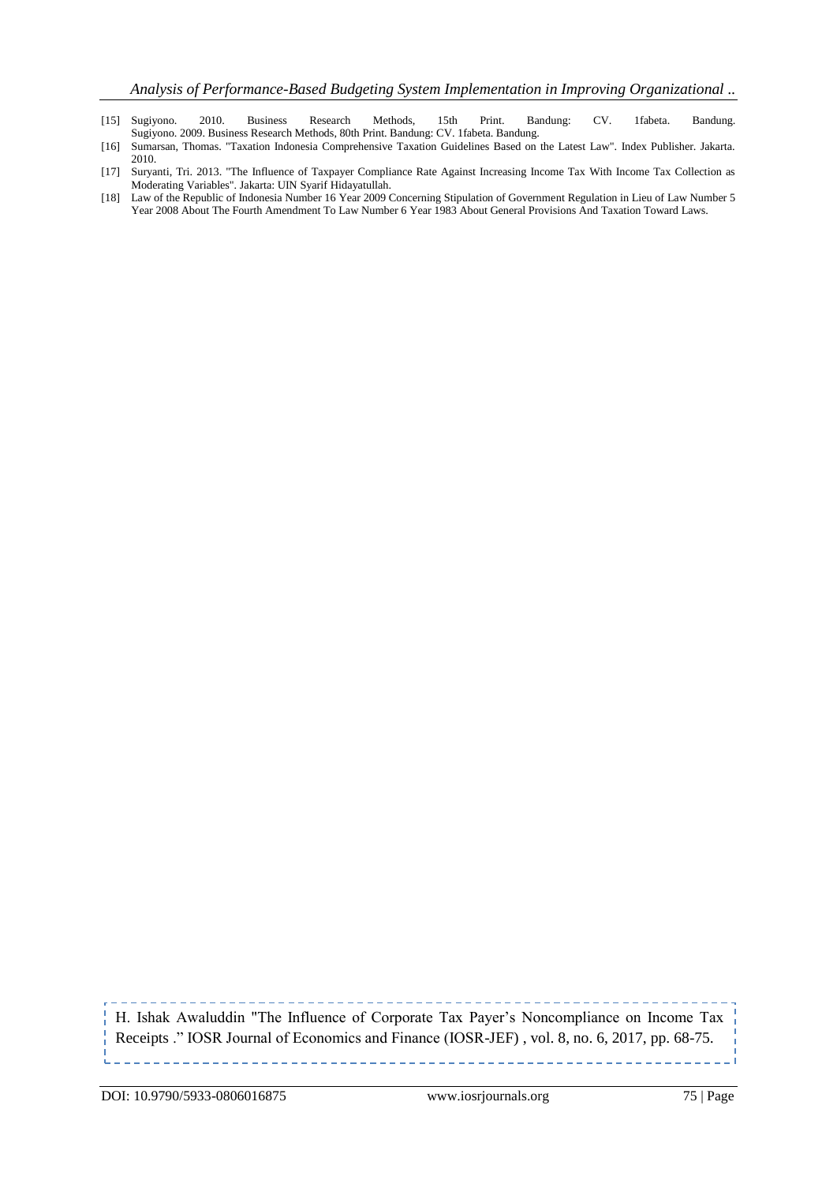[15] Sugiyono. 2010. Business Research Methods, 15th Print. Bandung: CV. 1fabeta. Bandung. Sugiyono. 2009. Business Research Methods, 80th Print. Bandung: CV. 1fabeta. Bandung.

[16] Sumarsan, Thomas. "Taxation Indonesia Comprehensive Taxation Guidelines Based on the Latest Law". Index Publisher. Jakarta. 2010.

[17] Suryanti, Tri. 2013. "The Influence of Taxpayer Compliance Rate Against Increasing Income Tax With Income Tax Collection as Moderating Variables". Jakarta: UIN Syarif Hidayatullah.

[18] Law of the Republic of Indonesia Number 16 Year 2009 Concerning Stipulation of Government Regulation in Lieu of Law Number 5 Year 2008 About The Fourth Amendment To Law Number 6 Year 1983 About General Provisions And Taxation Toward Laws.

H. Ishak Awaluddin "The Influence of Corporate Tax Payer's Noncompliance on Income Tax Receipts ." IOSR Journal of Economics and Finance (IOSR-JEF) , vol. 8, no. 6, 2017, pp. 68-75.